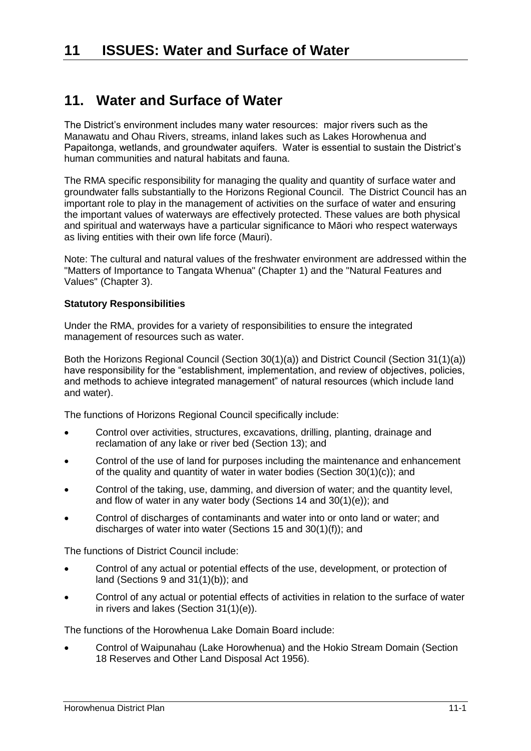# 11 ISSUES: Water and Surface of Water

## 11. Water and Surface of Water

The District's environment includes many water resources: major rivers such as the Manawatu and Ohau Rivers, streams, inland lakes such as Lakes Horowhenua and Papaitonga, wetlands, and groundwater aquifers. Water is essential to sustain the District's human communities and natural habitats and fauna.

The RMA specific responsibility for managing the quality and quantity of surface water and groundwater falls substantially to the Horizons Regional Council. The District Council has an important role to play in the management of activities on the surface of water and ensuring the important values of waterways are effectively protected. These values are both physical and spiritual and waterways have a particular significance to Māori who respect waterways as living entities with their own life force (Mauri).

Note: The cultural and natural values of the freshwater environment are addressed within the "Matters of Importance to Tangata Whenua" (Chapter 1) and the "Natural Features and Values" (Chapter 3).

**Statutory Responsibilities**

Under the RMA, provides for a variety of responsibilities to ensure the integrated management of resources such as water.

Both the Horizons Regional Council (Section 30(1)(a)) and District Council (Section 31(1)(a)) have responsibility for the "establishment, implementation, and review of objectives, policies, and methods to achieve integrated management" of natural resources (which include land and water).

The functions of Horizons Regional Council specifically include:

- Control over activities, structures, excavations, drilling, planting, drainage and reclamation of any lake or river bed (Section 13); and
- Control of the use of land for purposes including the maintenance and enhancement of the quality and quantity of water in water bodies (Section 30(1)(c)); and
- Control of the taking, use, damming, and diversion of water; and the quantity level, and flow of water in any water body (Sections 14 and 30(1)(e)); and
- Control of discharges of contaminants and water into or onto land or water; and discharges of water into water (Sections 15 and 30(1)(f)); and

The functions of District Council include:

- Control of any actual or potential effects of the use, development, or protection of land (Sections 9 and 31(1)(b)); and
- Control of any actual or potential effects of activities in relation to the surface of water in rivers and lakes (Section 31(1)(e)).

The functions of the Horowhenua Lake Domain Board include:

- Control of Waipunahau (Lake Horowhenua) and the Hokio Stream Domain (Section 18 Reserves and Other Land Disposal Act 1956).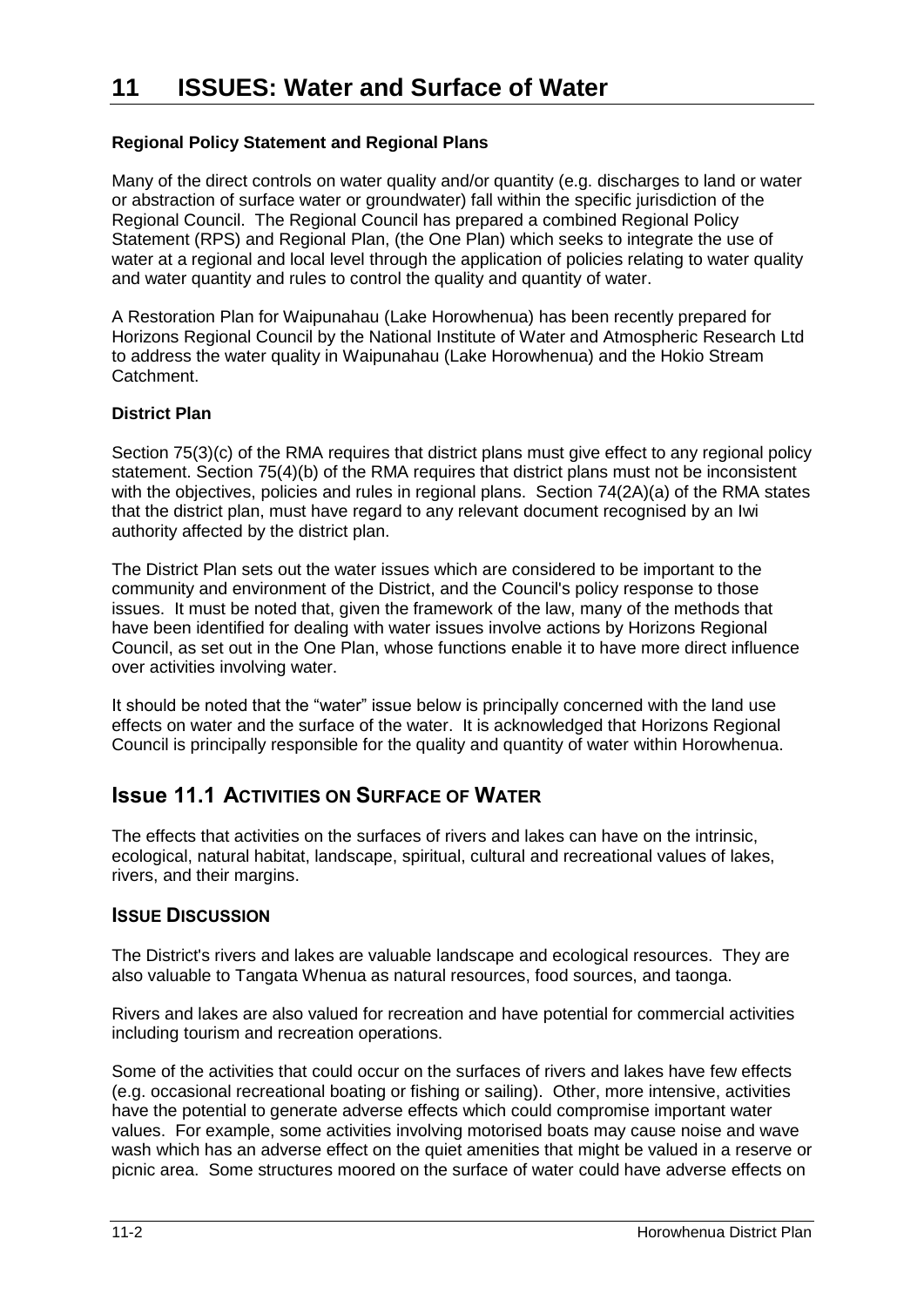# 11 ISSUES: Water and Surface of Water

**Regional Policy Statement and Regional Plans**

Many of the direct controls on water quality and/or quantity (e.g. discharges to land or water or abstraction of surface water or groundwater) fall within the specific jurisdiction of the Regional Council. The Regional Council has prepared a combined Regional Policy Statement (RPS) and Regional Plan, (the One Plan) which seeks to integrate the use of water at a regional and local level through the application of policies relating to water quality and water quantity and rules to control the quality and quantity of water.

A Restoration Plan for Waipunahau (Lake Horowhenua) has been recently prepared for Horizons Regional Council by the National Institute of Water and Atmospheric Research Ltd to address the water quality in Waipunahau (Lake Horowhenua) and the Hokio Stream Catchment.

**District Plan**

Section 75(3)(c) of the RMA requires that district plans must give effect to any regional policy statement. Section 75(4)(b) of the RMA requires that district plans must not be inconsistent with the objectives, policies and rules in regional plans. Section 74(2A)(a) of the RMA states that the district plan, must have regard to any relevant document recognised by an Iwi authority affected by the district plan.

The District Plan sets out the water issues which are considered to be important to the community and environment of the District, and the Council's policy response to those issues. It must be noted that, given the framework of the law, many of the methods that have been identified for dealing with water issues involve actions by Horizons Regional Council, as set out in the One Plan, whose functions enable it to have more direct influence over activities involving water.

It should be noted that the "water" issue below is principally concerned with the land use effects on water and the surface of the water. It is acknowledged that Horizons Regional Council is principally responsible for the quality and quantity of water within Horowhenua.

## Issue 11.1 ACTIVITIES ON SURFACE OF WATER

The effects that activities on the surfaces of rivers and lakes can have on the intrinsic, ecological, natural habitat, landscape, spiritual, cultural and recreational values of lakes, rivers, and their margins.

### ISSUE DISCUSSION

The District's rivers and lakes are valuable landscape and ecological resources. They are also valuable to Tangata Whenua as natural resources, food sources, and taonga.

Rivers and lakes are also valued for recreation and have potential for commercial activities including tourism and recreation operations.

Some of the activities that could occur on the surfaces of rivers and lakes have few effects (e.g. occasional recreational boating or fishing or sailing). Other, more intensive, activities have the potential to generate adverse effects which could compromise important water values. For example, some activities involving motorised boats may cause noise and wave wash which has an adverse effect on the quiet amenities that might be valued in a reserve or picnic area. Some structures moored on the surface of water could have adverse effects on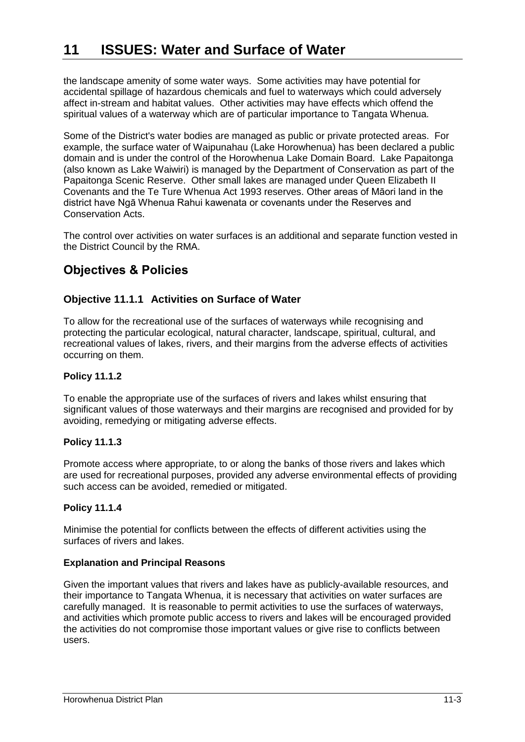the landscape amenity of some water ways. Some activities may have potential for accidental spillage of hazardous chemicals and fuel to waterways which could adversely affect in-stream and habitat values. Other activities may have effects which offend the spiritual values of a waterway which are of particular importance to Tangata Whenua.

Some of the District's water bodies are managed as public or private protected areas. For example, the surface water of Waipunahau (Lake Horowhenua) has been declared a public domain and is under the control of the Horowhenua Lake Domain Board. Lake Papaitonga (also known as Lake Waiwiri) is managed by the Department of Conservation as part of the Papaitonga Scenic Reserve. Other small lakes are managed under Queen Elizabeth II Covenants and the Te Ture Whenua Act 1993 reserves. Other areas of Māori land in the district have Ngā Whenua Rahui kawenata or covenants under the Reserves and Conservation Acts.

The control over activities on water surfaces is an additional and separate function vested in the District Council by the RMA.

## Objectives & Policies

### Objective 11.1.1 Activities on Surface of Water

To allow for the recreational use of the surfaces of waterways while recognising and protecting the particular ecological, natural character, landscape, spiritual, cultural, and recreational values of lakes, rivers, and their margins from the adverse effects of activities occurring on them.

#### Policy 11.1.2

To enable the appropriate use of the surfaces of rivers and lakes whilst ensuring that significant values of those waterways and their margins are recognised and provided for by avoiding, remedying or mitigating adverse effects.

#### Policy 11.1.3

Promote access where appropriate, to or along the banks of those rivers and lakes which are used for recreational purposes, provided any adverse environmental effects of providing such access can be avoided, remedied or mitigated.

#### Policy 11.1.4

Minimise the potential for conflicts between the effects of different activities using the surfaces of rivers and lakes.

#### Explanation and Principal Reasons

Given the important values that rivers and lakes have as publicly-available resources, and their importance to Tangata Whenua, it is necessary that activities on water surfaces are carefully managed. It is reasonable to permit activities to use the surfaces of waterways, and activities which promote public access to rivers and lakes will be encouraged provided the activities do not compromise those important values or give rise to conflicts between users.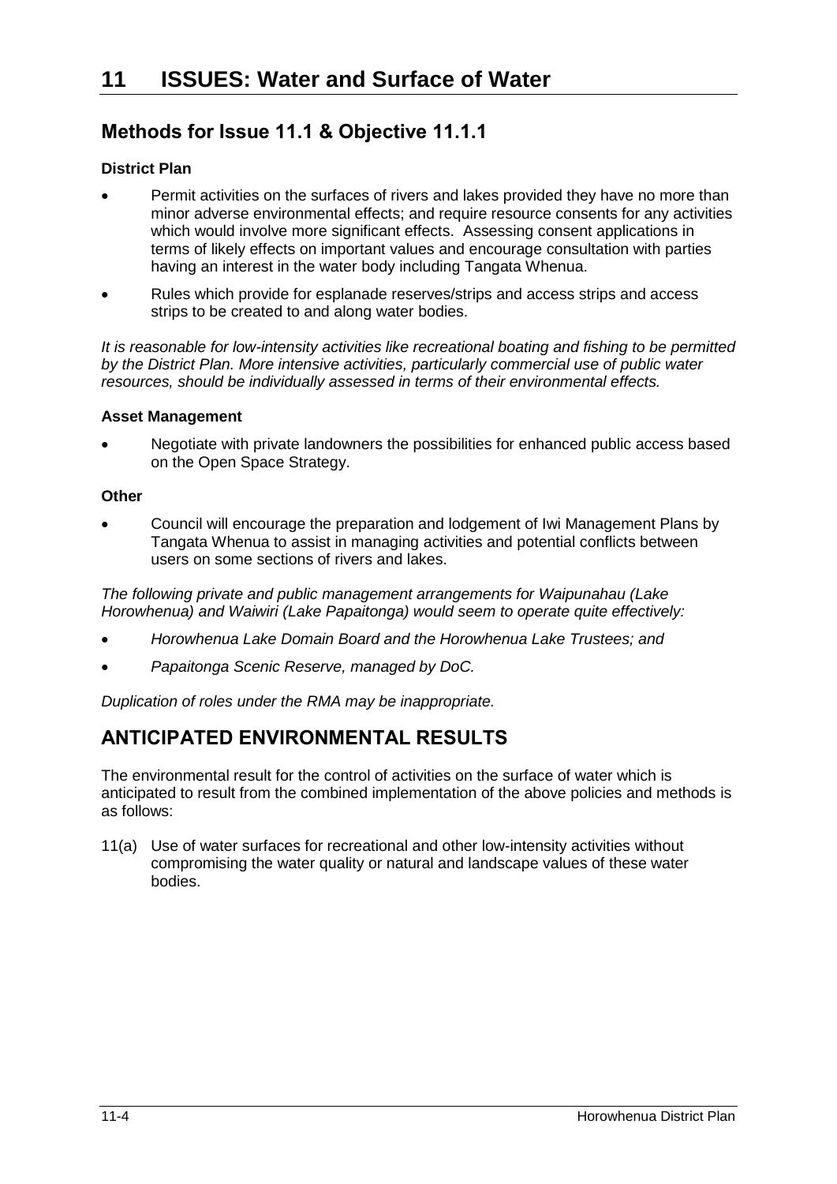# 11 ISSUES: Water and Surface of Water

## Methods for Issue 11.1 & Objective 11.1.1

**District Plan**

- Permit activities on the surfaces of rivers and lakes provided they have no more than minor adverse environmental effects; and require resource consents for any activities which would involve more significant effects. Assessing consent applications in terms of likely effects on important values and encourage consultation with parties having an interest in the water body including Tangata Whenua.
- Rules which provide for esplanade reserves/strips and access strips and access strips to be created to and along water bodies.

*It is reasonable for low-intensity activities like recreational boating and fishing to be permitted by the District Plan. More intensive activities, particularly commercial use of public water resources, should be individually assessed in terms of their environmental effects.*

**Asset Management**

- Negotiate with private landowners the possibilities for enhanced public access based on the Open Space Strategy.

**Other**

- Council will encourage the preparation and lodgement of Iwi Management Plans by Tangata Whenua to assist in managing activities and potential conflicts between users on some sections of rivers and lakes.

*The following private and public management arrangements for Waipunahau (Lake Horowhenua) and Waiwiri (Lake Papaitonga) would seem to operate quite effectively:*

- *Horowhenua Lake Domain Board and the Horowhenua Lake Trustees; and*
- *Papaitonga Scenic Reserve, managed by DoC.*

*Duplication of roles under the RMA may be inappropriate.*

## ANTICIPATED ENVIRONMENTAL RESULTS

The environmental result for the control of activities on the surface of water which is anticipated to result from the combined implementation of the above policies and methods is as follows:

11(a) Use of water surfaces for recreational and other low-intensity activities without compromising the water quality or natural and landscape values of these water bodies.